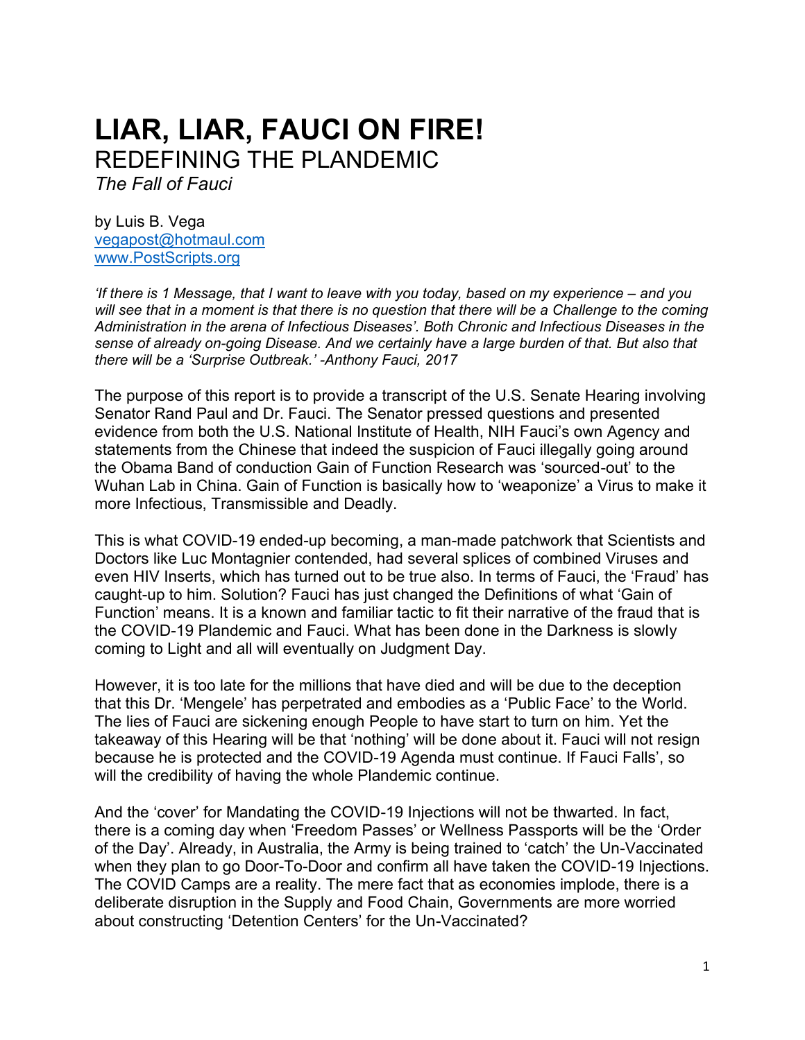# LIAR, LIAR, FAUCI ON FIRE!

## REDEFINING THE PLANDEMIC

*The Fall of Fauci*

by Luis B. Vega
[vegapost@hotmaul.com](mailto:vegapost@hotmaul.com)
[www.PostScripts.org](http://www.PostScripts.org)

*'If there is 1 Message, that I want to leave with you today, based on my experience – and you will see that in a moment is that there is no question that there will be a Challenge to the coming Administration in the arena of Infectious Diseases'. Both Chronic and Infectious Diseases in the sense of already on-going Disease. And we certainly have a large burden of that. But also that there will be a 'Surprise Outbreak.' -Anthony Fauci, 2017*

The purpose of this report is to provide a transcript of the U.S. Senate Hearing involving Senator Rand Paul and Dr. Fauci. The Senator pressed questions and presented evidence from both the U.S. National Institute of Health, NIH Fauci's own Agency and statements from the Chinese that indeed the suspicion of Fauci illegally going around the Obama Band of conduction Gain of Function Research was 'sourced-out' to the Wuhan Lab in China. Gain of Function is basically how to 'weaponize' a Virus to make it more Infectious, Transmissible and Deadly.

This is what COVID-19 ended-up becoming, a man-made patchwork that Scientists and Doctors like Luc Montagnier contended, had several splices of combined Viruses and even HIV Inserts, which has turned out to be true also. In terms of Fauci, the 'Fraud' has caught-up to him. Solution? Fauci has just changed the Definitions of what 'Gain of Function' means. It is a known and familiar tactic to fit their narrative of the fraud that is the COVID-19 Plandemic and Fauci. What has been done in the Darkness is slowly coming to Light and all will eventually on Judgment Day.

However, it is too late for the millions that have died and will be due to the deception that this Dr. 'Mengele' has perpetrated and embodies as a 'Public Face' to the World. The lies of Fauci are sickening enough People to have start to turn on him. Yet the takeaway of this Hearing will be that 'nothing' will be done about it. Fauci will not resign because he is protected and the COVID-19 Agenda must continue. If Fauci Falls', so will the credibility of having the whole Plandemic continue.

And the 'cover' for Mandating the COVID-19 Injections will not be thwarted. In fact, there is a coming day when 'Freedom Passes' or Wellness Passports will be the 'Order of the Day'. Already, in Australia, the Army is being trained to 'catch' the Un-Vaccinated when they plan to go Door-To-Door and confirm all have taken the COVID-19 Injections. The COVID Camps are a reality. The mere fact that as economies implode, there is a deliberate disruption in the Supply and Food Chain, Governments are more worried about constructing 'Detention Centers' for the Un-Vaccinated?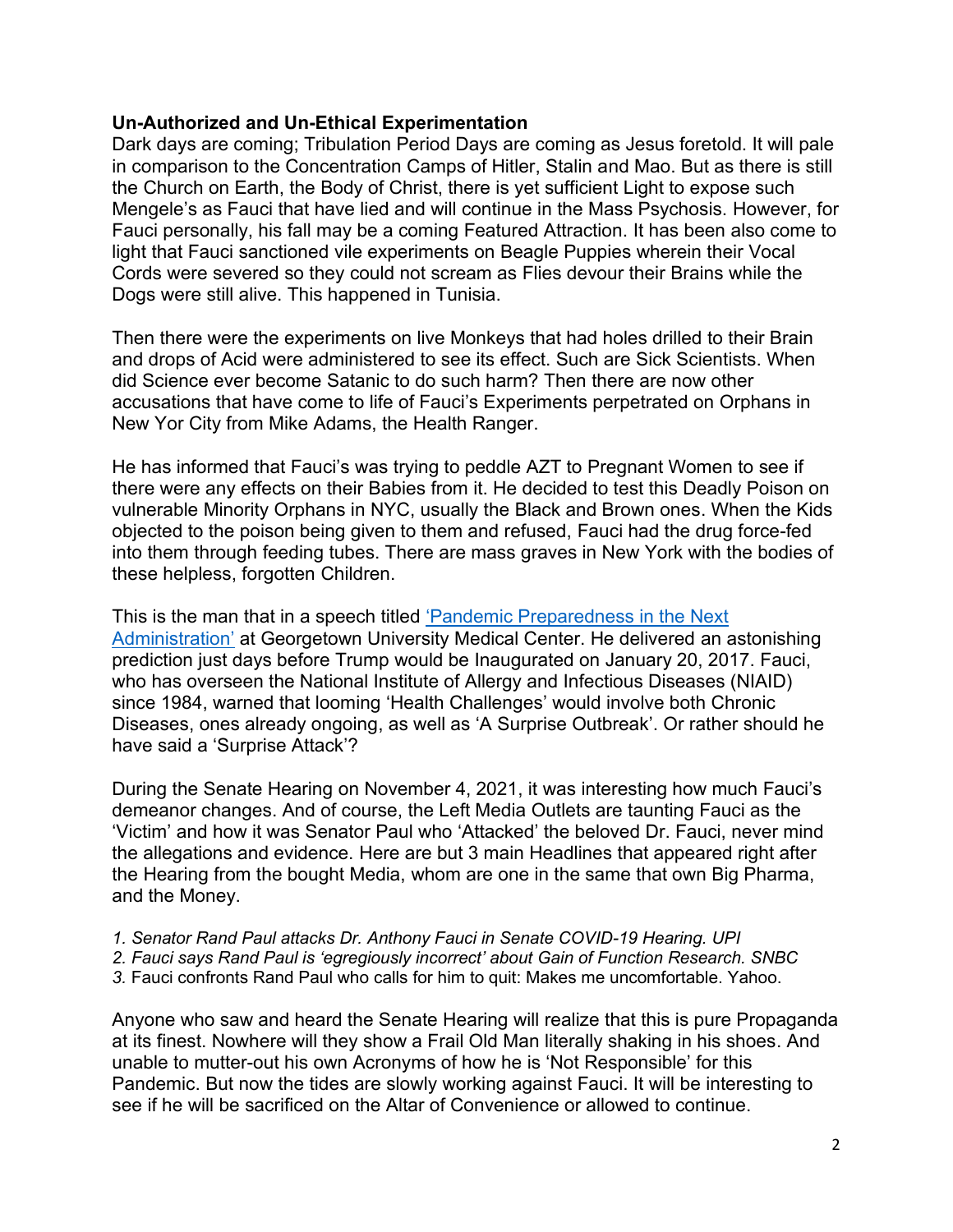**Un-Authorized and Un-Ethical Experimentation**

Dark days are coming; Tribulation Period Days are coming as Jesus foretold. It will pale in comparison to the Concentration Camps of Hitler, Stalin and Mao. But as there is still the Church on Earth, the Body of Christ, there is yet sufficient Light to expose such Mengele's as Fauci that have lied and will continue in the Mass Psychosis. However, for Fauci personally, his fall may be a coming Featured Attraction. It has been also come to light that Fauci sanctioned vile experiments on Beagle Puppies wherein their Vocal Cords were severed so they could not scream as Flies devour their Brains while the Dogs were still alive. This happened in Tunisia.

Then there were the experiments on live Monkeys that had holes drilled to their Brain and drops of Acid were administered to see its effect. Such are Sick Scientists. When did Science ever become Satanic to do such harm? Then there are now other accusations that have come to life of Fauci's Experiments perpetrated on Orphans in New Yor City from Mike Adams, the Health Ranger.

He has informed that Fauci's was trying to peddle AZT to Pregnant Women to see if there were any effects on their Babies from it. He decided to test this Deadly Poison on vulnerable Minority Orphans in NYC, usually the Black and Brown ones. When the Kids objected to the poison being given to them and refused, Fauci had the drug force-fed into them through feeding tubes. There are mass graves in New York with the bodies of these helpless, forgotten Children.

This is the man that in a speech titled [‘Pandemic Preparedness in the Next Administration’]() at Georgetown University Medical Center. He delivered an astonishing prediction just days before Trump would be Inaugurated on January 20, 2017. Fauci, who has overseen the National Institute of Allergy and Infectious Diseases (NIAID) since 1984, warned that looming ‘Health Challenges’ would involve both Chronic Diseases, ones already ongoing, as well as ‘A Surprise Outbreak’. Or rather should he have said a ‘Surprise Attack’?

During the Senate Hearing on November 4, 2021, it was interesting how much Fauci's demeanor changes. And of course, the Left Media Outlets are taunting Fauci as the ‘Victim’ and how it was Senator Paul who ‘Attacked’ the beloved Dr. Fauci, never mind the allegations and evidence. Here are but 3 main Headlines that appeared right after the Hearing from the bought Media, whom are one in the same that own Big Pharma, and the Money.

1. *Senator Rand Paul attacks Dr. Anthony Fauci in Senate COVID-19 Hearing. UPI*
2. *Fauci says Rand Paul is ‘egregiously incorrect’ about Gain of Function Research. SNBC*
3. Fauci confronts Rand Paul who calls for him to quit: Makes me uncomfortable. Yahoo.

Anyone who saw and heard the Senate Hearing will realize that this is pure Propaganda at its finest. Nowhere will they show a Frail Old Man literally shaking in his shoes. And unable to mutter-out his own Acronyms of how he is ‘Not Responsible’ for this Pandemic. But now the tides are slowly working against Fauci. It will be interesting to see if he will be sacrificed on the Altar of Convenience or allowed to continue.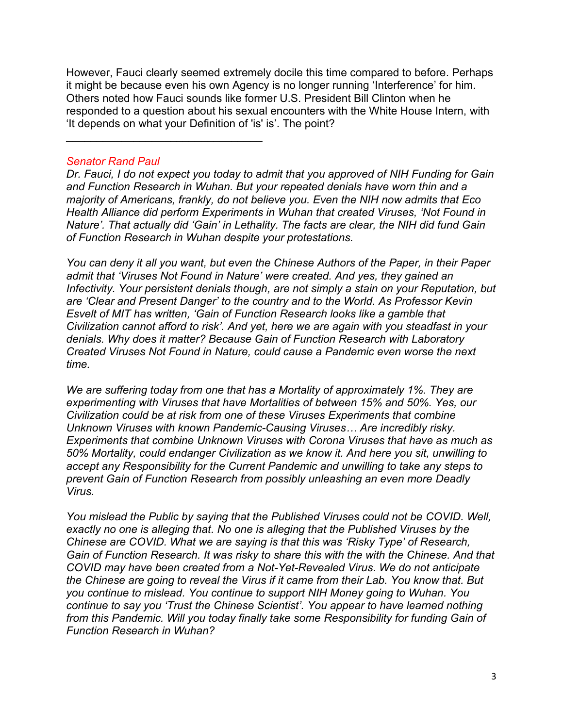However, Fauci clearly seemed extremely docile this time compared to before. Perhaps it might be because even his own Agency is no longer running 'Interference' for him. Others noted how Fauci sounds like former U.S. President Bill Clinton when he responded to a question about his sexual encounters with the White House Intern, with 'It depends on what your Definition of 'is' is'. The point?

_______________________________

*Senator Rand Paul*

*Dr. Fauci, I do not expect you today to admit that you approved of NIH Funding for Gain and Function Research in Wuhan. But your repeated denials have worn thin and a majority of Americans, frankly, do not believe you. Even the NIH now admits that Eco Health Alliance did perform Experiments in Wuhan that created Viruses, 'Not Found in Nature'. That actually did 'Gain' in Lethality. The facts are clear, the NIH did fund Gain of Function Research in Wuhan despite your protestations.*

*You can deny it all you want, but even the Chinese Authors of the Paper, in their Paper admit that 'Viruses Not Found in Nature' were created. And yes, they gained an Infectivity. Your persistent denials though, are not simply a stain on your Reputation, but are 'Clear and Present Danger' to the country and to the World. As Professor Kevin Esvelt of MIT has written, 'Gain of Function Research looks like a gamble that Civilization cannot afford to risk'. And yet, here we are again with you steadfast in your denials. Why does it matter? Because Gain of Function Research with Laboratory Created Viruses Not Found in Nature, could cause a Pandemic even worse the next time.*

*We are suffering today from one that has a Mortality of approximately 1%. They are experimenting with Viruses that have Mortalities of between 15% and 50%. Yes, our Civilization could be at risk from one of these Viruses Experiments that combine Unknown Viruses with known Pandemic-Causing Viruses… Are incredibly risky. Experiments that combine Unknown Viruses with Corona Viruses that have as much as 50% Mortality, could endanger Civilization as we know it. And here you sit, unwilling to accept any Responsibility for the Current Pandemic and unwilling to take any steps to prevent Gain of Function Research from possibly unleashing an even more Deadly Virus.*

*You mislead the Public by saying that the Published Viruses could not be COVID. Well, exactly no one is alleging that. No one is alleging that the Published Viruses by the Chinese are COVID. What we are saying is that this was 'Risky Type' of Research, Gain of Function Research. It was risky to share this with the with the Chinese. And that COVID may have been created from a Not-Yet-Revealed Virus. We do not anticipate the Chinese are going to reveal the Virus if it came from their Lab. You know that. But you continue to mislead. You continue to support NIH Money going to Wuhan. You continue to say you 'Trust the Chinese Scientist'. You appear to have learned nothing from this Pandemic. Will you today finally take some Responsibility for funding Gain of Function Research in Wuhan?*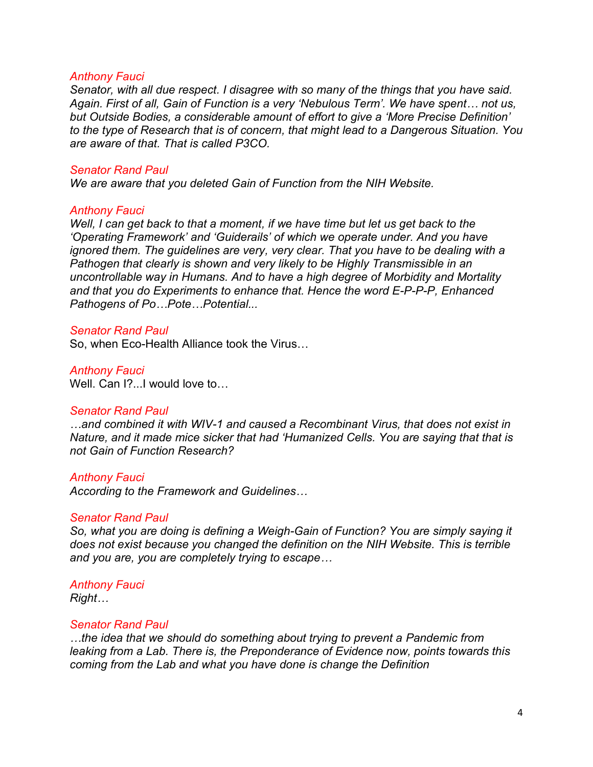*Anthony Fauci*

*Senator, with all due respect. I disagree with so many of the things that you have said. Again. First of all, Gain of Function is a very 'Nebulous Term'. We have spent… not us, but Outside Bodies, a considerable amount of effort to give a 'More Precise Definition' to the type of Research that is of concern, that might lead to a Dangerous Situation. You are aware of that. That is called P3CO.*

*Senator Rand Paul*

*We are aware that you deleted Gain of Function from the NIH Website.*

*Anthony Fauci*

*Well, I can get back to that a moment, if we have time but let us get back to the 'Operating Framework' and 'Guiderails' of which we operate under. And you have ignored them. The guidelines are very, very clear. That you have to be dealing with a Pathogen that clearly is shown and very likely to be Highly Transmissible in an uncontrollable way in Humans. And to have a high degree of Morbidity and Mortality and that you do Experiments to enhance that. Hence the word E-P-P-P, Enhanced Pathogens of Po…Pote…Potential...*

*Senator Rand Paul*

So, when Eco-Health Alliance took the Virus…

*Anthony Fauci*

Well. Can I?...I would love to…

*Senator Rand Paul*

*…and combined it with WIV-1 and caused a Recombinant Virus, that does not exist in Nature, and it made mice sicker that had 'Humanized Cells. You are saying that that is not Gain of Function Research?*

*Anthony Fauci*

*According to the Framework and Guidelines…*

*Senator Rand Paul*

*So, what you are doing is defining a Weigh-Gain of Function? You are simply saying it does not exist because you changed the definition on the NIH Website. This is terrible and you are, you are completely trying to escape…*

*Anthony Fauci*

*Right…*

*Senator Rand Paul*

*…the idea that we should do something about trying to prevent a Pandemic from leaking from a Lab. There is, the Preponderance of Evidence now, points towards this coming from the Lab and what you have done is change the Definition*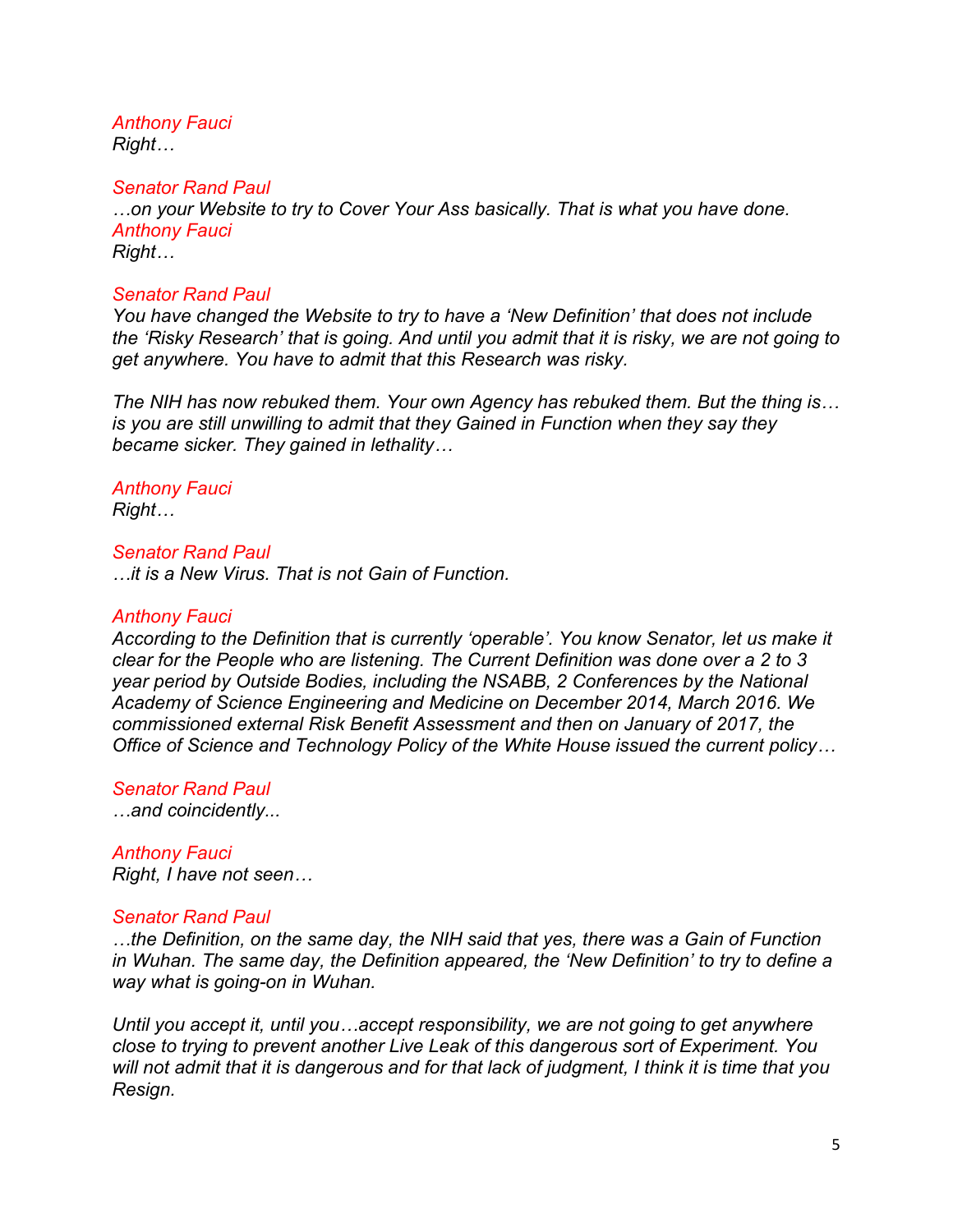*Anthony Fauci*
*Right…*

*Senator Rand Paul*
*…on your Website to try to Cover Your Ass basically. That is what you have done.*
*Anthony Fauci*
*Right…*

*Senator Rand Paul*
*You have changed the Website to try to have a 'New Definition' that does not include the 'Risky Research' that is going. And until you admit that it is risky, we are not going to get anywhere. You have to admit that this Research was risky.*

*The NIH has now rebuked them. Your own Agency has rebuked them. But the thing is… is you are still unwilling to admit that they Gained in Function when they say they became sicker. They gained in lethality…*

*Anthony Fauci*
*Right…*

*Senator Rand Paul*
*…it is a New Virus. That is not Gain of Function.*

*Anthony Fauci*
*According to the Definition that is currently 'operable'. You know Senator, let us make it clear for the People who are listening. The Current Definition was done over a 2 to 3 year period by Outside Bodies, including the NSABB, 2 Conferences by the National Academy of Science Engineering and Medicine on December 2014, March 2016. We commissioned external Risk Benefit Assessment and then on January of 2017, the Office of Science and Technology Policy of the White House issued the current policy…*

*Senator Rand Paul*
*…and coincidently...*

*Anthony Fauci*
*Right, I have not seen…*

*Senator Rand Paul*
*…the Definition, on the same day, the NIH said that yes, there was a Gain of Function in Wuhan. The same day, the Definition appeared, the 'New Definition' to try to define a way what is going-on in Wuhan.*

*Until you accept it, until you…accept responsibility, we are not going to get anywhere close to trying to prevent another Live Leak of this dangerous sort of Experiment. You will not admit that it is dangerous and for that lack of judgment, I think it is time that you Resign.*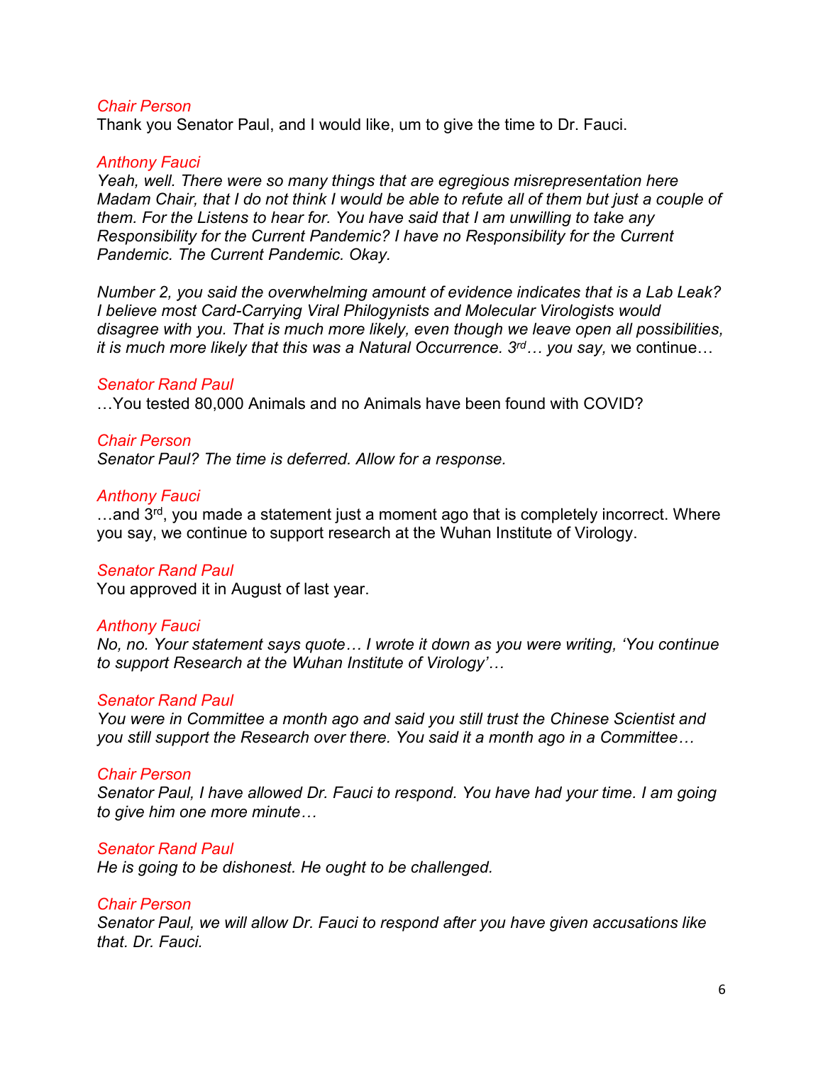*Chair Person*

Thank you Senator Paul, and I would like, um to give the time to Dr. Fauci.

*Anthony Fauci*

*Yeah, well. There were so many things that are egregious misrepresentation here Madam Chair, that I do not think I would be able to refute all of them but just a couple of them. For the Listens to hear for. You have said that I am unwilling to take any Responsibility for the Current Pandemic? I have no Responsibility for the Current Pandemic. The Current Pandemic. Okay.*

*Number 2, you said the overwhelming amount of evidence indicates that is a Lab Leak? I believe most Card-Carrying Viral Philogynists and Molecular Virologists would disagree with you. That is much more likely, even though we leave open all possibilities, it is much more likely that this was a Natural Occurrence. 3rd… you say,* we continue…

*Senator Rand Paul*

…You tested 80,000 Animals and no Animals have been found with COVID?

*Chair Person*

*Senator Paul? The time is deferred. Allow for a response.*

*Anthony Fauci*

…and 3rd, you made a statement just a moment ago that is completely incorrect. Where you say, we continue to support research at the Wuhan Institute of Virology.

*Senator Rand Paul*

You approved it in August of last year.

*Anthony Fauci*

*No, no. Your statement says quote… I wrote it down as you were writing, 'You continue to support Research at the Wuhan Institute of Virology'…*

*Senator Rand Paul*

*You were in Committee a month ago and said you still trust the Chinese Scientist and you still support the Research over there. You said it a month ago in a Committee…*

*Chair Person*

*Senator Paul, I have allowed Dr. Fauci to respond. You have had your time. I am going to give him one more minute…*

*Senator Rand Paul*

*He is going to be dishonest. He ought to be challenged.*

*Chair Person*

*Senator Paul, we will allow Dr. Fauci to respond after you have given accusations like that. Dr. Fauci.*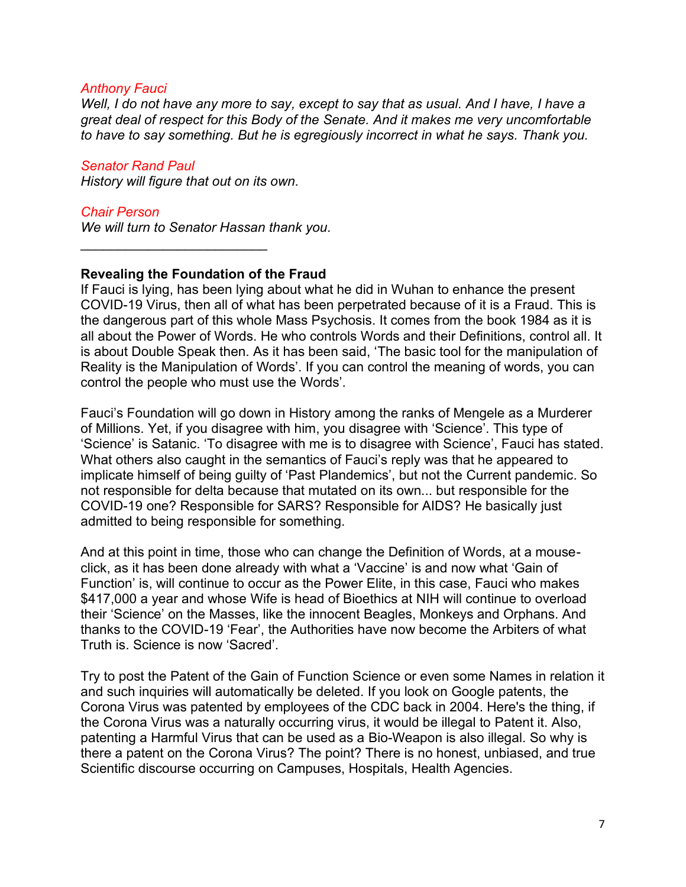*Anthony Fauci*
*Well, I do not have any more to say, except to say that as usual. And I have, I have a great deal of respect for this Body of the Senate. And it makes me very uncomfortable to have to say something. But he is egregiously incorrect in what he says. Thank you.*

*Senator Rand Paul*
*History will figure that out on its own.*

*Chair Person*
*We will turn to Senator Hassan thank you.*

---

**Revealing the Foundation of the Fraud**

If Fauci is lying, has been lying about what he did in Wuhan to enhance the present COVID-19 Virus, then all of what has been perpetrated because of it is a Fraud. This is the dangerous part of this whole Mass Psychosis. It comes from the book 1984 as it is all about the Power of Words. He who controls Words and their Definitions, control all. It is about Double Speak then. As it has been said, 'The basic tool for the manipulation of Reality is the Manipulation of Words'. If you can control the meaning of words, you can control the people who must use the Words'.

Fauci's Foundation will go down in History among the ranks of Mengele as a Murderer of Millions. Yet, if you disagree with him, you disagree with 'Science'. This type of 'Science' is Satanic. 'To disagree with me is to disagree with Science', Fauci has stated. What others also caught in the semantics of Fauci's reply was that he appeared to implicate himself of being guilty of 'Past Plandemics', but not the Current pandemic. So not responsible for delta because that mutated on its own... but responsible for the COVID-19 one? Responsible for SARS? Responsible for AIDS? He basically just admitted to being responsible for something.

And at this point in time, those who can change the Definition of Words, at a mouse-click, as it has been done already with what a 'Vaccine' is and now what 'Gain of Function' is, will continue to occur as the Power Elite, in this case, Fauci who makes $417,000 a year and whose Wife is head of Bioethics at NIH will continue to overload their 'Science' on the Masses, like the innocent Beagles, Monkeys and Orphans. And thanks to the COVID-19 'Fear', the Authorities have now become the Arbiters of what Truth is. Science is now 'Sacred'.

Try to post the Patent of the Gain of Function Science or even some Names in relation it and such inquiries will automatically be deleted. If you look on Google patents, the Corona Virus was patented by employees of the CDC back in 2004. Here's the thing, if the Corona Virus was a naturally occurring virus, it would be illegal to Patent it. Also, patenting a Harmful Virus that can be used as a Bio-Weapon is also illegal. So why is there a patent on the Corona Virus? The point? There is no honest, unbiased, and true Scientific discourse occurring on Campuses, Hospitals, Health Agencies.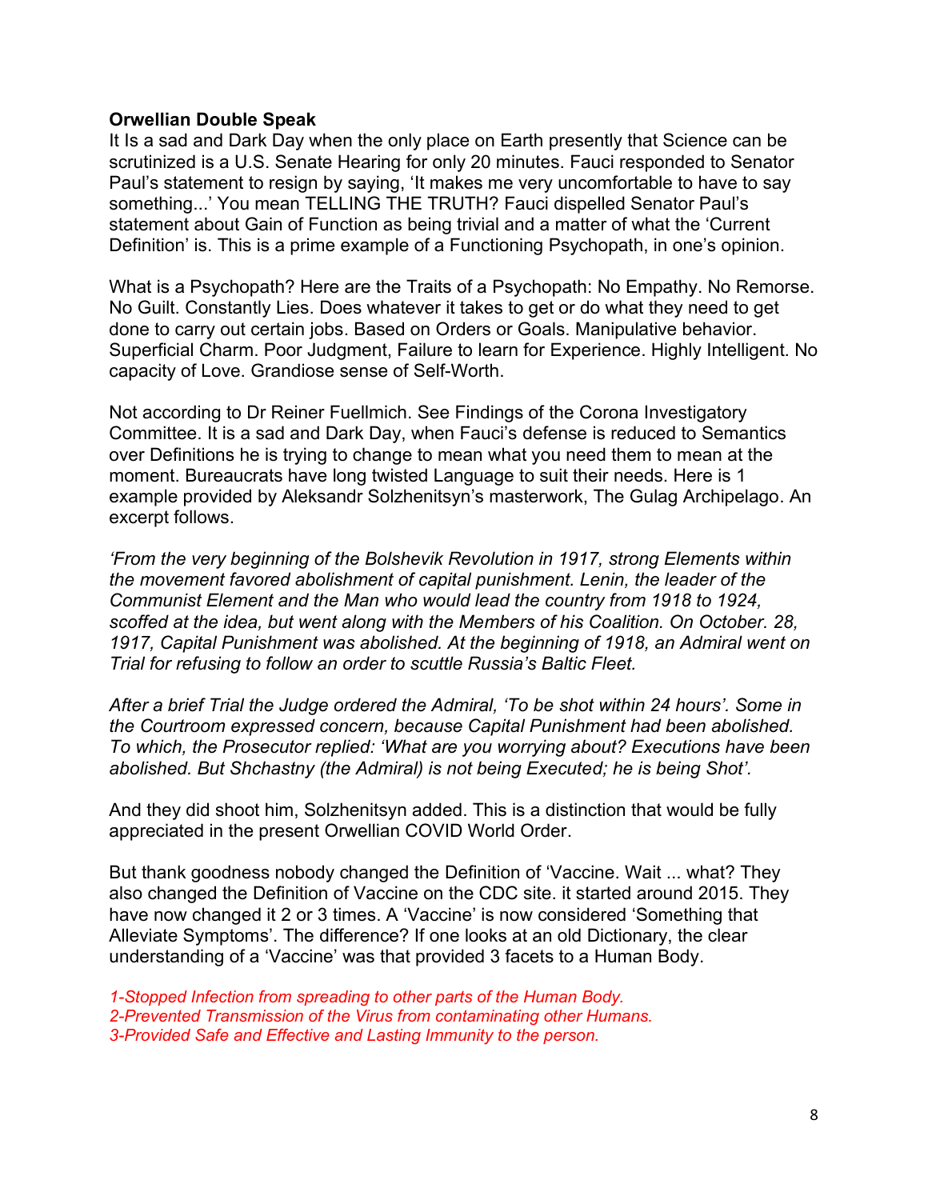**Orwellian Double Speak**

It Is a sad and Dark Day when the only place on Earth presently that Science can be scrutinized is a U.S. Senate Hearing for only 20 minutes. Fauci responded to Senator Paul's statement to resign by saying, 'It makes me very uncomfortable to have to say something...' You mean TELLING THE TRUTH? Fauci dispelled Senator Paul's statement about Gain of Function as being trivial and a matter of what the 'Current Definition' is. This is a prime example of a Functioning Psychopath, in one's opinion.

What is a Psychopath? Here are the Traits of a Psychopath: No Empathy. No Remorse. No Guilt. Constantly Lies. Does whatever it takes to get or do what they need to get done to carry out certain jobs. Based on Orders or Goals. Manipulative behavior. Superficial Charm. Poor Judgment, Failure to learn for Experience. Highly Intelligent. No capacity of Love. Grandiose sense of Self-Worth.

Not according to Dr Reiner Fuellmich. See Findings of the Corona Investigatory Committee. It is a sad and Dark Day, when Fauci's defense is reduced to Semantics over Definitions he is trying to change to mean what you need them to mean at the moment. Bureaucrats have long twisted Language to suit their needs. Here is 1 example provided by Aleksandr Solzhenitsyn's masterwork, The Gulag Archipelago. An excerpt follows.

*'From the very beginning of the Bolshevik Revolution in 1917, strong Elements within the movement favored abolishment of capital punishment. Lenin, the leader of the Communist Element and the Man who would lead the country from 1918 to 1924, scoffed at the idea, but went along with the Members of his Coalition. On October. 28, 1917, Capital Punishment was abolished. At the beginning of 1918, an Admiral went on Trial for refusing to follow an order to scuttle Russia's Baltic Fleet.*

*After a brief Trial the Judge ordered the Admiral, 'To be shot within 24 hours'. Some in the Courtroom expressed concern, because Capital Punishment had been abolished. To which, the Prosecutor replied: 'What are you worrying about? Executions have been abolished. But Shchastny (the Admiral) is not being Executed; he is being Shot'.*

And they did shoot him, Solzhenitsyn added. This is a distinction that would be fully appreciated in the present Orwellian COVID World Order.

But thank goodness nobody changed the Definition of 'Vaccine. Wait ... what? They also changed the Definition of Vaccine on the CDC site. it started around 2015. They have now changed it 2 or 3 times. A 'Vaccine' is now considered 'Something that Alleviate Symptoms'. The difference? If one looks at an old Dictionary, the clear understanding of a 'Vaccine' was that provided 3 facets to a Human Body.

*1-Stopped Infection from spreading to other parts of the Human Body.*
*2-Prevented Transmission of the Virus from contaminating other Humans.*
*3-Provided Safe and Effective and Lasting Immunity to the person.*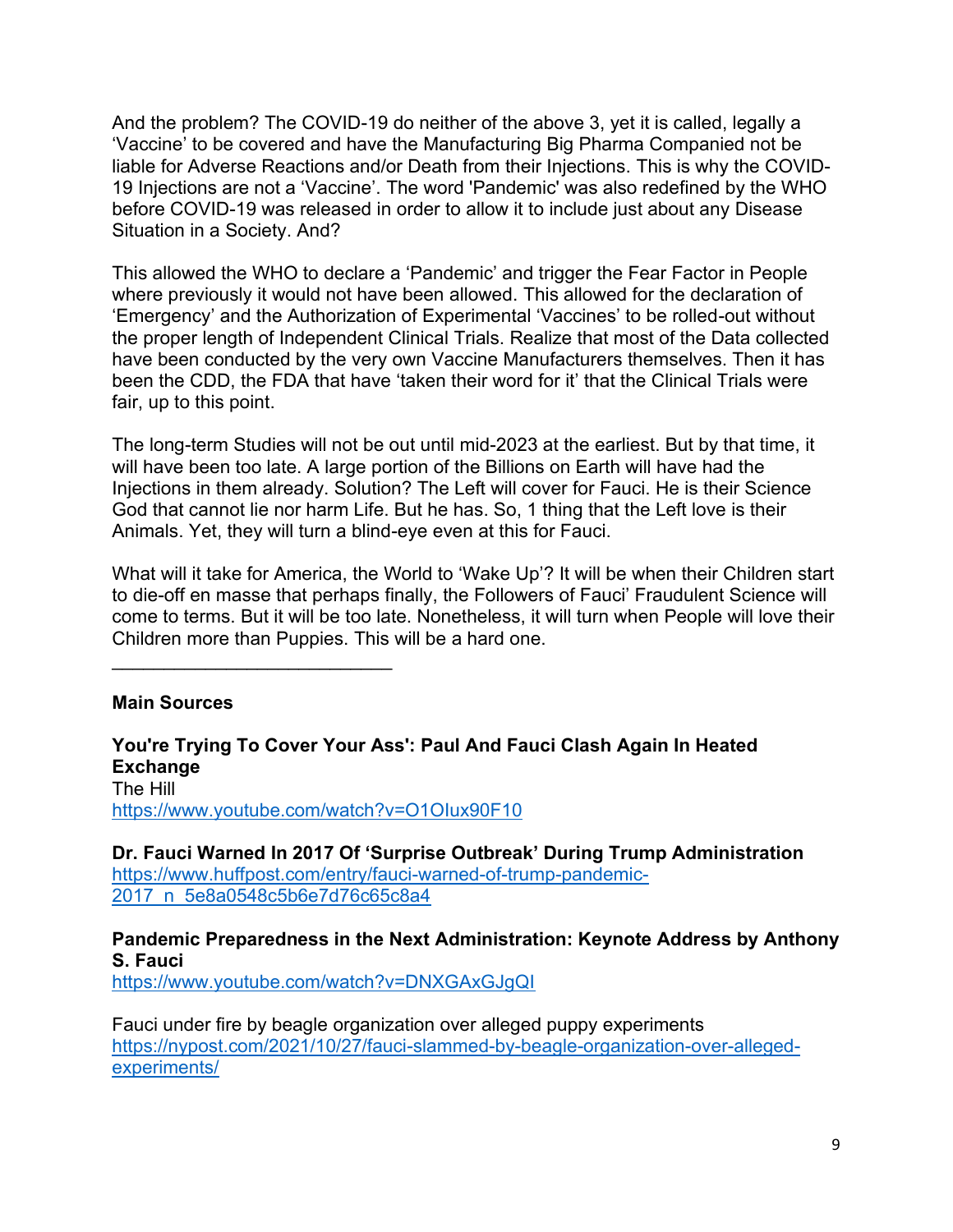And the problem? The COVID-19 do neither of the above 3, yet it is called, legally a 'Vaccine' to be covered and have the Manufacturing Big Pharma Companied not be liable for Adverse Reactions and/or Death from their Injections. This is why the COVID-19 Injections are not a 'Vaccine'. The word 'Pandemic' was also redefined by the WHO before COVID-19 was released in order to allow it to include just about any Disease Situation in a Society. And?

This allowed the WHO to declare a 'Pandemic' and trigger the Fear Factor in People where previously it would not have been allowed. This allowed for the declaration of 'Emergency' and the Authorization of Experimental 'Vaccines' to be rolled-out without the proper length of Independent Clinical Trials. Realize that most of the Data collected have been conducted by the very own Vaccine Manufacturers themselves. Then it has been the CDD, the FDA that have 'taken their word for it' that the Clinical Trials were fair, up to this point.

The long-term Studies will not be out until mid-2023 at the earliest. But by that time, it will have been too late. A large portion of the Billions on Earth will have had the Injections in them already. Solution? The Left will cover for Fauci. He is their Science God that cannot lie nor harm Life. But he has. So, 1 thing that the Left love is their Animals. Yet, they will turn a blind-eye even at this for Fauci.

What will it take for America, the World to 'Wake Up'? It will be when their Children start to die-off en masse that perhaps finally, the Followers of Fauci' Fraudulent Science will come to terms. But it will be too late. Nonetheless, it will turn when People will love their Children more than Puppies. This will be a hard one.

---

**Main Sources**

**You're Trying To Cover Your Ass': Paul And Fauci Clash Again In Heated Exchange**
The Hill
https://www.youtube.com/watch?v=O1OIux90F10

**Dr. Fauci Warned In 2017 Of 'Surprise Outbreak' During Trump Administration**
https://www.huffpost.com/entry/fauci-warned-of-trump-pandemic-2017_n_5e8a0548c5b6e7d76c65c8a4

**Pandemic Preparedness in the Next Administration: Keynote Address by Anthony S. Fauci**
https://www.youtube.com/watch?v=DNXGAxGJgQI

Fauci under fire by beagle organization over alleged puppy experiments
https://nypost.com/2021/10/27/fauci-slammed-by-beagle-organization-over-alleged-experiments/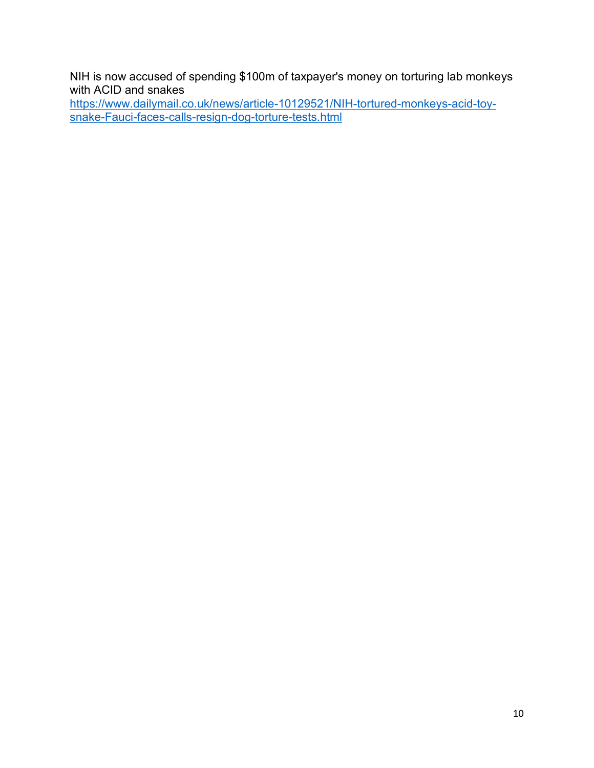NIH is now accused of spending $100m of taxpayer's money on torturing lab monkeys with ACID and snakes
[https://www.dailymail.co.uk/news/article-10129521/NIH-tortured-monkeys-acid-toy-snake-Fauci-faces-calls-resign-dog-torture-tests.html](https://www.dailymail.co.uk/news/article-10129521/NIH-tortured-monkeys-acid-toy-snake-Fauci-faces-calls-resign-dog-torture-tests.html)